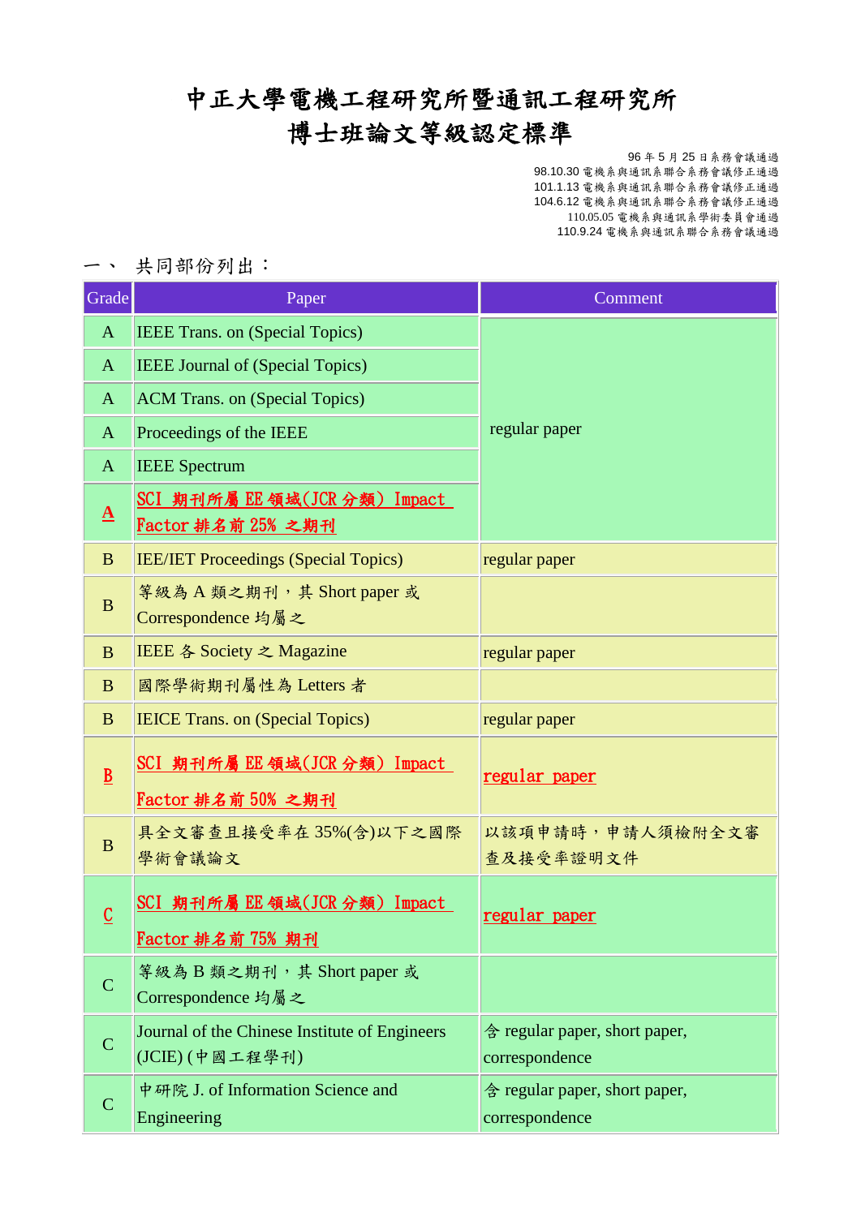# 中正大學電機工程研究所暨通訊工程研究所
# 博士班論文等級認定標準

96 年 5 月 25 日系務會議通過
98.10.30 電機系與通訊系聯合系務會議修正通過
101.1.13 電機系與通訊系聯合系務會議修正通過
104.6.12 電機系與通訊系聯合系務會議修正通過
110.05.05 電機系與通訊系學術委員會通過
110.9.24 電機系與通訊系聯合系務會議通過

一、 共同部份列出：

| Grade | Paper | Comment |
|---|---|---|
| A | IEEE Trans. on (Special Topics) | regular paper |
| A | IEEE Journal of (Special Topics) | |
| A | ACM Trans. on (Special Topics) | |
| A | Proceedings of the IEEE | |
| A | IEEE Spectrum | |
| A | SCI 期刊所屬 EE 領域(JCR 分類) Impact Factor 排名前 25% 之期刊 | |
| B | IEE/IET Proceedings (Special Topics) | regular paper |
| B | 等級為 A 類之期刊，其 Short paper 或 Correspondence 均屬之 | |
| B | IEEE 各 Society 之 Magazine | regular paper |
| B | 國際學術期刊屬性為 Letters 者 | |
| B | IEICE Trans. on (Special Topics) | regular paper |
| B | SCI 期刊所屬 EE 領域(JCR 分類) Impact Factor 排名前 50% 之期刊 | regular paper |
| B | 具全文審查且接受率在 35%(含)以下之國際學術會議論文 | 以該項申請時，申請人須檢附全文審查及接受率證明文件 |
| C | SCI 期刊所屬 EE 領域(JCR 分類) Impact Factor 排名前 75% 期刊 | regular paper |
| C | 等級為 B 類之期刊，其 Short paper 或 Correspondence 均屬之 | |
| C | Journal of the Chinese Institute of Engineers (JCIE) (中國工程學刊) | 含 regular paper, short paper, correspondence |
| C | 中研院 J. of Information Science and Engineering | 含 regular paper, short paper, correspondence |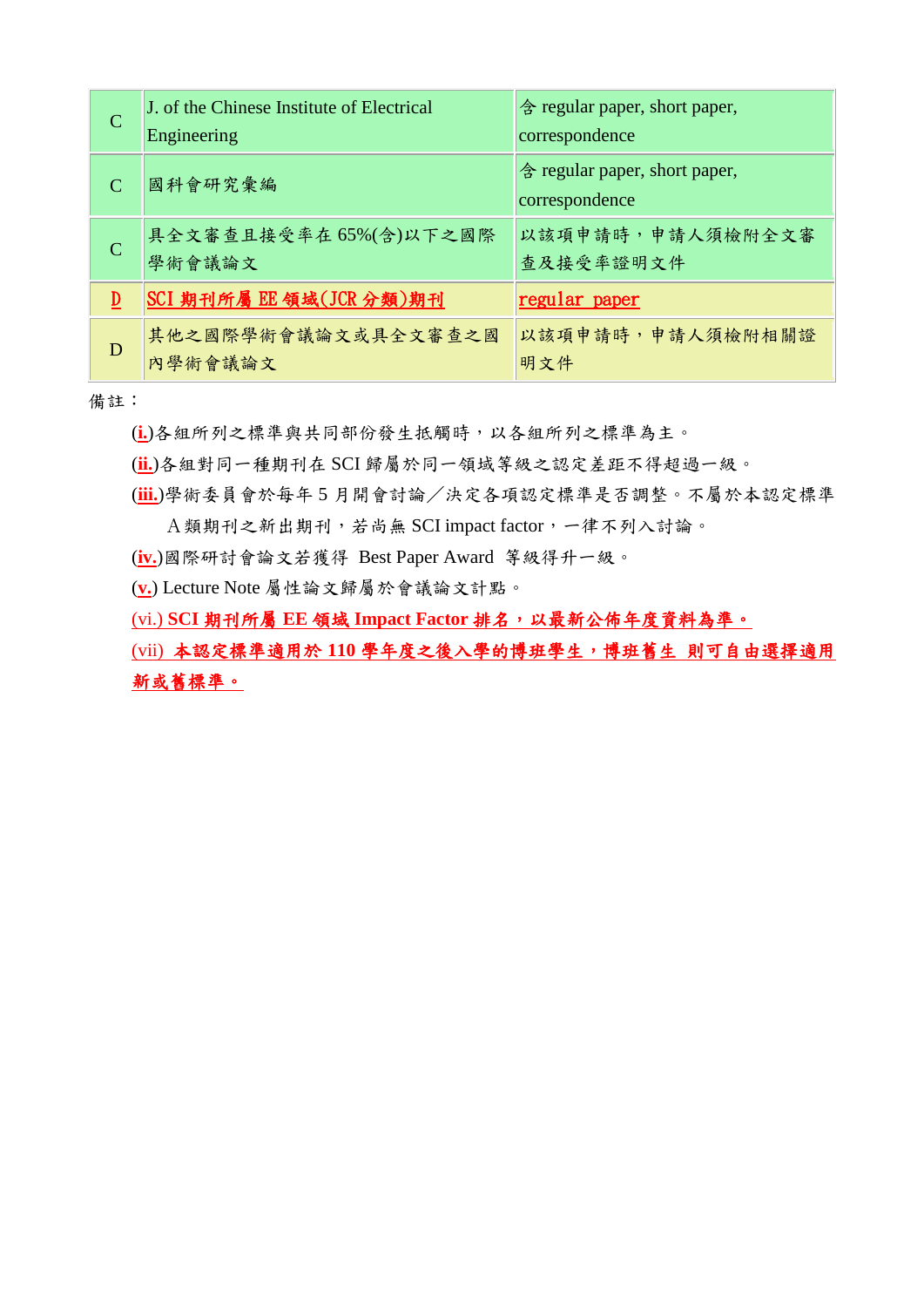| | | |
|---|---|---|
| C | J. of the Chinese Institute of Electrical Engineering | 含 regular paper, short paper, correspondence |
| C | 國科會研究彙編 | 含 regular paper, short paper, correspondence |
| C | 具全文審查且接受率在 65%(含)以下之國際學術會議論文 | 以該項申請時，申請人須檢附全文審查及接受率證明文件 |
| D | SCI 期刊所屬 EE 領域(JCR 分類)期刊 | regular paper |
| D | 其他之國際學術會議論文或具全文審查之國內學術會議論文 | 以該項申請時，申請人須檢附相關證明文件 |

備註：

(i.)各組所列之標準與共同部份發生抵觸時，以各組所列之標準為主。

(ii.)各組對同一種期刊在 SCI 歸屬於同一領域等級之認定差距不得超過一級。

(iii.)學術委員會於每年 5 月開會討論／決定各項認定標準是否調整。不屬於本認定標準 A 類期刊之新出期刊，若尚無 SCI impact factor，一律不列入討論。

(iv.)國際研討會論文若獲得 Best Paper Award 等級得升一級。

(v.) Lecture Note 屬性論文歸屬於會議論文計點。

(vi.) **SCI 期刊所屬 EE 領域 Impact Factor 排名，以最新公佈年度資料為準。**

(vii) **本認定標準適用於 110 學年度之後入學的博班學生，博班舊生 則可自由選擇適用新或舊標準。**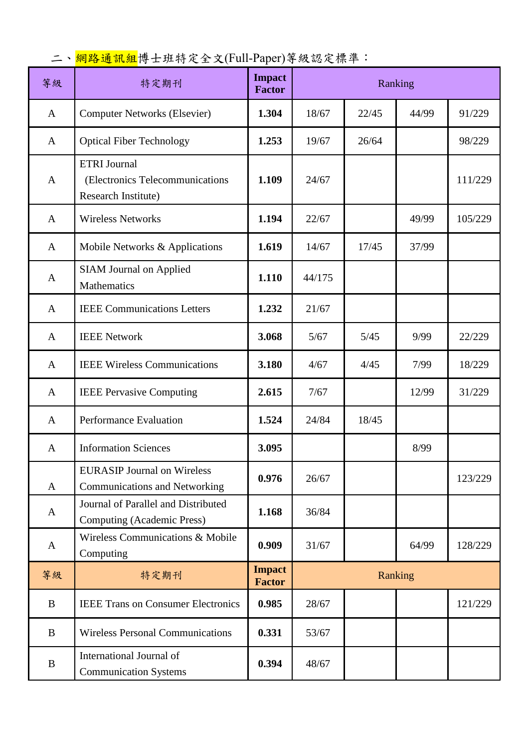二、網路通訊組博士班特定全文(Full-Paper)等級認定標準：

| 等級 | 特定期刊 | Impact Factor | Ranking | | | |
|---|---|---|---|---|---|---|
| A | Computer Networks (Elsevier) | **1.304** | 18/67 | 22/45 | 44/99 | 91/229 |
| A | Optical Fiber Technology | **1.253** | 19/67 | 26/64 | | 98/229 |
| A | ETRI Journal (Electronics Telecommunications Research Institute) | **1.109** | 24/67 | | | 111/229 |
| A | Wireless Networks | **1.194** | 22/67 | | 49/99 | 105/229 |
| A | Mobile Networks & Applications | **1.619** | 14/67 | 17/45 | 37/99 | |
| A | SIAM Journal on Applied Mathematics | **1.110** | 44/175 | | | |
| A | IEEE Communications Letters | **1.232** | 21/67 | | | |
| A | IEEE Network | **3.068** | 5/67 | 5/45 | 9/99 | 22/229 |
| A | IEEE Wireless Communications | **3.180** | 4/67 | 4/45 | 7/99 | 18/229 |
| A | IEEE Pervasive Computing | **2.615** | 7/67 | | 12/99 | 31/229 |
| A | Performance Evaluation | **1.524** | 24/84 | 18/45 | | |
| A | Information Sciences | **3.095** | | | 8/99 | |
| A | EURASIP Journal on Wireless Communications and Networking | **0.976** | 26/67 | | | 123/229 |
| A | Journal of Parallel and Distributed Computing (Academic Press) | **1.168** | 36/84 | | | |
| A | Wireless Communications & Mobile Computing | **0.909** | 31/67 | | 64/99 | 128/229 |
| **等級** | **特定期刊** | **Impact Factor** | **Ranking** | | | |
| B | IEEE Trans on Consumer Electronics | **0.985** | 28/67 | | | 121/229 |
| B | Wireless Personal Communications | **0.331** | 53/67 | | | |
| B | International Journal of Communication Systems | **0.394** | 48/67 | | | |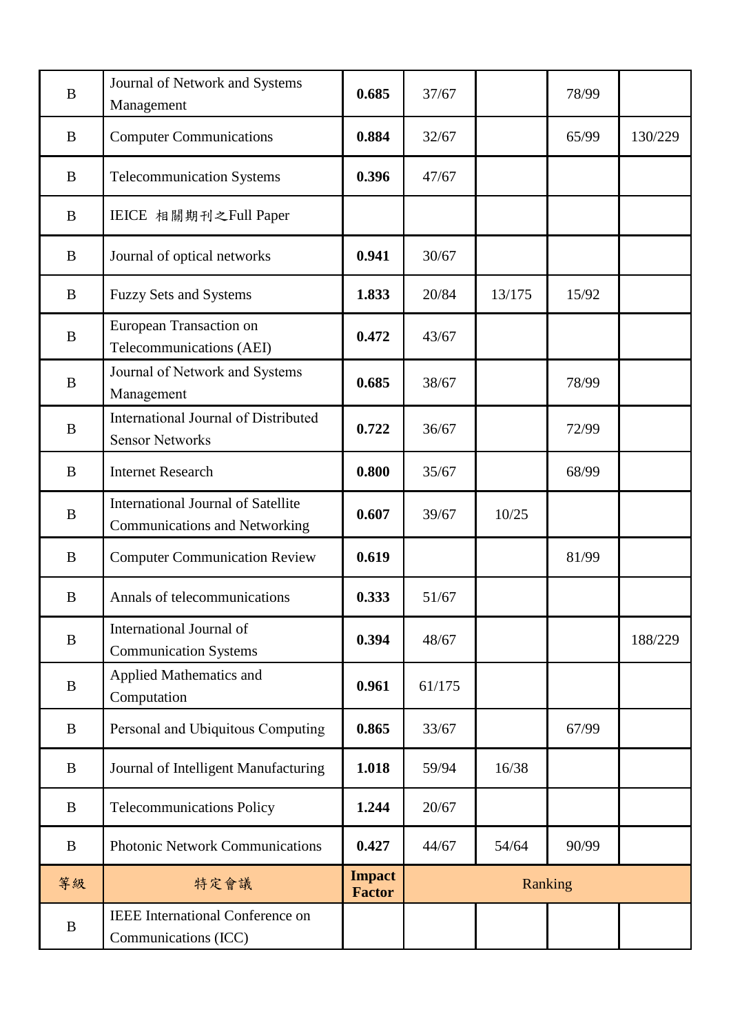| | | | | | | |
|---|---|---|---|---|---|---|
| B | Journal of Network and Systems Management | **0.685** | 37/67 | | 78/99 | |
| B | Computer Communications | **0.884** | 32/67 | | 65/99 | 130/229 |
| B | Telecommunication Systems | **0.396** | 47/67 | | | |
| B | IEICE 相關期刊之Full Paper | | | | | |
| B | Journal of optical networks | **0.941** | 30/67 | | | |
| B | Fuzzy Sets and Systems | **1.833** | 20/84 | 13/175 | 15/92 | |
| B | European Transaction on Telecommunications (AEI) | **0.472** | 43/67 | | | |
| B | Journal of Network and Systems Management | **0.685** | 38/67 | | 78/99 | |
| B | International Journal of Distributed Sensor Networks | **0.722** | 36/67 | | 72/99 | |
| B | Internet Research | **0.800** | 35/67 | | 68/99 | |
| B | International Journal of Satellite Communications and Networking | **0.607** | 39/67 | 10/25 | | |
| B | Computer Communication Review | **0.619** | | | 81/99 | |
| B | Annals of telecommunications | **0.333** | 51/67 | | | |
| B | International Journal of Communication Systems | **0.394** | 48/67 | | | 188/229 |
| B | Applied Mathematics and Computation | **0.961** | 61/175 | | | |
| B | Personal and Ubiquitous Computing | **0.865** | 33/67 | | 67/99 | |
| B | Journal of Intelligent Manufacturing | **1.018** | 59/94 | 16/38 | | |
| B | Telecommunications Policy | **1.244** | 20/67 | | | |
| B | Photonic Network Communications | **0.427** | 44/67 | 54/64 | 90/99 | |

| 等級 | 特定會議 | **Impact Factor** | Ranking | | | |
|---|---|---|---|---|---|---|
| B | IEEE International Conference on Communications (ICC) | | | | | |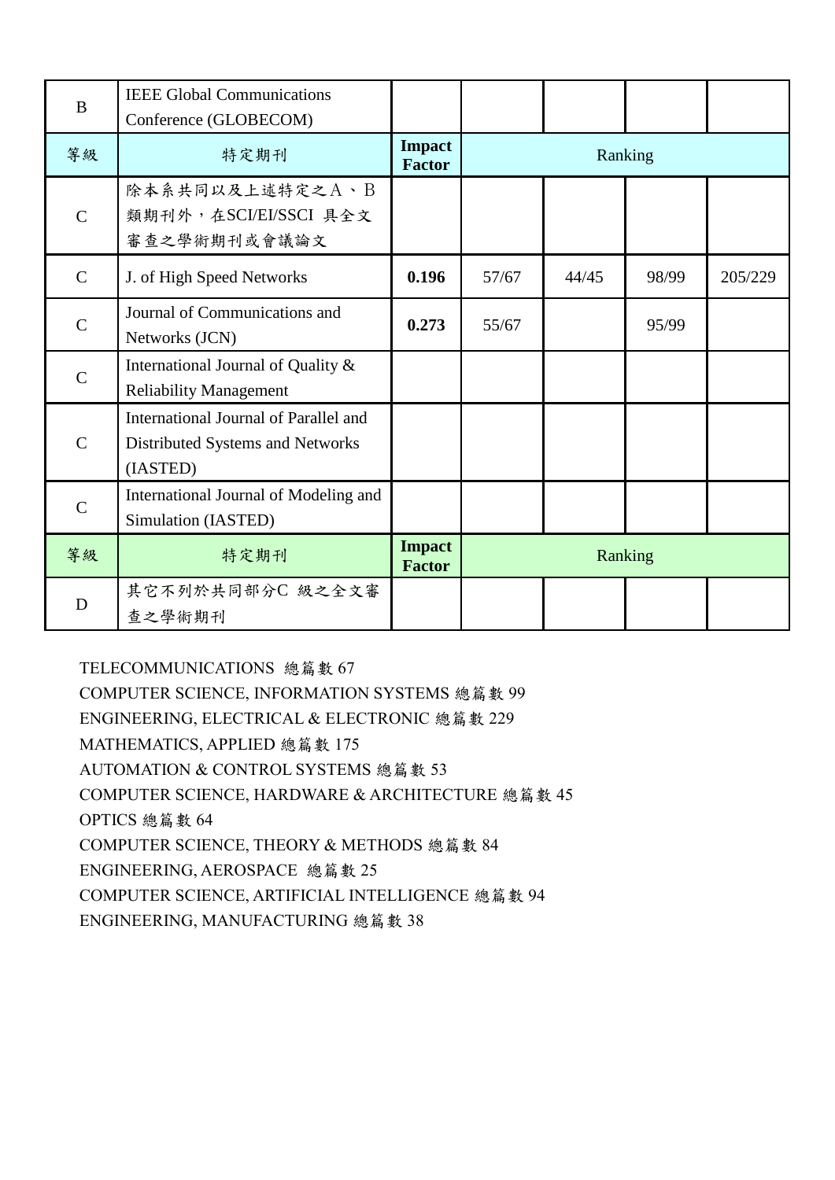| B | IEEE Global Communications Conference (GLOBECOM) | | | | | |
|---|---|---|---|---|---|---|
| 等級 | 特定期刊 | **Impact Factor** | Ranking | | | |
| C | 除本系共同以及上述特定之A、B類期刊外，在SCI/EI/SSCI 具全文審查之學術期刊或會議論文 | | | | | |
| C | J. of High Speed Networks | **0.196** | 57/67 | 44/45 | 98/99 | 205/229 |
| C | Journal of Communications and Networks (JCN) | **0.273** | 55/67 | | 95/99 | |
| C | International Journal of Quality & Reliability Management | | | | | |
| C | International Journal of Parallel and Distributed Systems and Networks (IASTED) | | | | | |
| C | International Journal of Modeling and Simulation (IASTED) | | | | | |
| 等級 | 特定期刊 | **Impact Factor** | Ranking | | | |
| D | 其它不列於共同部分C 級之全文審查之學術期刊 | | | | | |

TELECOMMUNICATIONS 總篇數 67

COMPUTER SCIENCE, INFORMATION SYSTEMS 總篇數 99

ENGINEERING, ELECTRICAL & ELECTRONIC 總篇數 229

MATHEMATICS, APPLIED 總篇數 175

AUTOMATION & CONTROL SYSTEMS 總篇數 53

COMPUTER SCIENCE, HARDWARE & ARCHITECTURE 總篇數 45

OPTICS 總篇數 64

COMPUTER SCIENCE, THEORY & METHODS 總篇數 84

ENGINEERING, AEROSPACE 總篇數 25

COMPUTER SCIENCE, ARTIFICIAL INTELLIGENCE 總篇數 94

ENGINEERING, MANUFACTURING 總篇數 38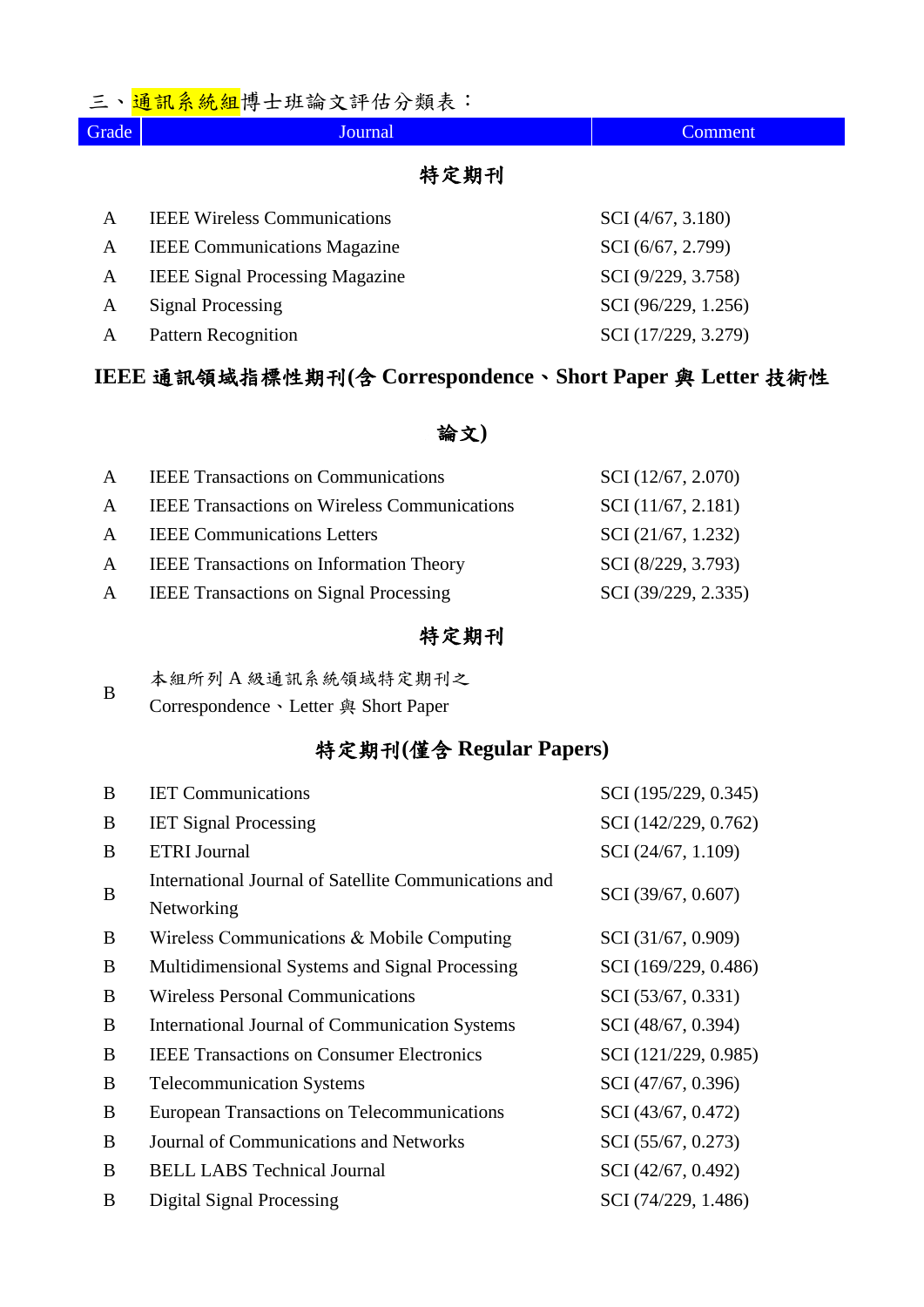三、通訊系統組博士班論文評估分類表：

| Grade | Journal | Comment |
|---|---|---|
| | **特定期刊** | |
| A | IEEE Wireless Communications | SCI (4/67, 3.180) |
| A | IEEE Communications Magazine | SCI (6/67, 2.799) |
| A | IEEE Signal Processing Magazine | SCI (9/229, 3.758) |
| A | Signal Processing | SCI (96/229, 1.256) |
| A | Pattern Recognition | SCI (17/229, 3.279) |
| | **IEEE 通訊領域指標性期刊(含 Correspondence、Short Paper 與 Letter 技術性論文)** | |
| A | IEEE Transactions on Communications | SCI (12/67, 2.070) |
| A | IEEE Transactions on Wireless Communications | SCI (11/67, 2.181) |
| A | IEEE Communications Letters | SCI (21/67, 1.232) |
| A | IEEE Transactions on Information Theory | SCI (8/229, 3.793) |
| A | IEEE Transactions on Signal Processing | SCI (39/229, 2.335) |
| | **特定期刊** | |
| B | 本組所列 A 級通訊系統領域特定期刊之 Correspondence、Letter 與 Short Paper | |
| | **特定期刊(僅含 Regular Papers)** | |
| B | IET Communications | SCI (195/229, 0.345) |
| B | IET Signal Processing | SCI (142/229, 0.762) |
| B | ETRI Journal | SCI (24/67, 1.109) |
| B | International Journal of Satellite Communications and Networking | SCI (39/67, 0.607) |
| B | Wireless Communications & Mobile Computing | SCI (31/67, 0.909) |
| B | Multidimensional Systems and Signal Processing | SCI (169/229, 0.486) |
| B | Wireless Personal Communications | SCI (53/67, 0.331) |
| B | International Journal of Communication Systems | SCI (48/67, 0.394) |
| B | IEEE Transactions on Consumer Electronics | SCI (121/229, 0.985) |
| B | Telecommunication Systems | SCI (47/67, 0.396) |
| B | European Transactions on Telecommunications | SCI (43/67, 0.472) |
| B | Journal of Communications and Networks | SCI (55/67, 0.273) |
| B | BELL LABS Technical Journal | SCI (42/67, 0.492) |
| B | Digital Signal Processing | SCI (74/229, 1.486) |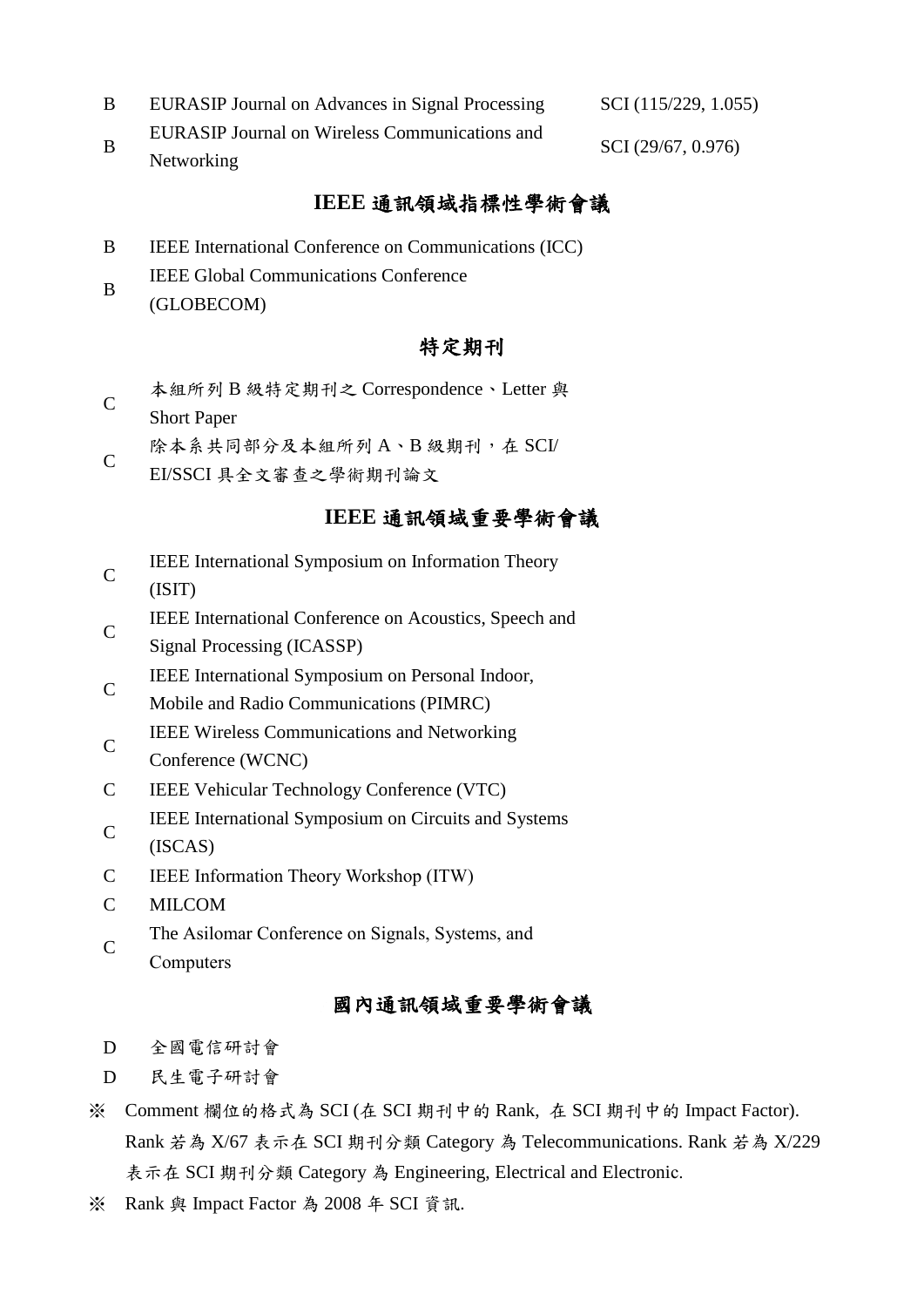| | | |
|---|---|---|
| B | EURASIP Journal on Advances in Signal Processing | SCI (115/229, 1.055) |
| B | EURASIP Journal on Wireless Communications and Networking | SCI (29/67, 0.976) |

## IEEE 通訊領域指標性學術會議

| | |
|---|---|
| B | IEEE International Conference on Communications (ICC) |
| B | IEEE Global Communications Conference (GLOBECOM) |

## 特定期刊

| | |
|---|---|
| C | 本組所列 B 級特定期刊之 Correspondence、Letter 與 Short Paper |
| C | 除本系共同部分及本組所列 A、B 級期刊，在 SCI/ EI/SSCI 具全文審查之學術期刊論文 |

## IEEE 通訊領域重要學術會議

| | |
|---|---|
| C | IEEE International Symposium on Information Theory (ISIT) |
| C | IEEE International Conference on Acoustics, Speech and Signal Processing (ICASSP) |
| C | IEEE International Symposium on Personal Indoor, Mobile and Radio Communications (PIMRC) |
| C | IEEE Wireless Communications and Networking Conference (WCNC) |
| C | IEEE Vehicular Technology Conference (VTC) |
| C | IEEE International Symposium on Circuits and Systems (ISCAS) |
| C | IEEE Information Theory Workshop (ITW) |
| C | MILCOM |
| C | The Asilomar Conference on Signals, Systems, and Computers |

## 國內通訊領域重要學術會議

| | |
|---|---|
| D | 全國電信研討會 |
| D | 民生電子研討會 |

※ Comment 欄位的格式為 SCI (在 SCI 期刊中的 Rank, 在 SCI 期刊中的 Impact Factor). Rank 若為 X/67 表示在 SCI 期刊分類 Category 為 Telecommunications. Rank 若為 X/229 表示在 SCI 期刊分類 Category 為 Engineering, Electrical and Electronic.

※ Rank 與 Impact Factor 為 2008 年 SCI 資訊.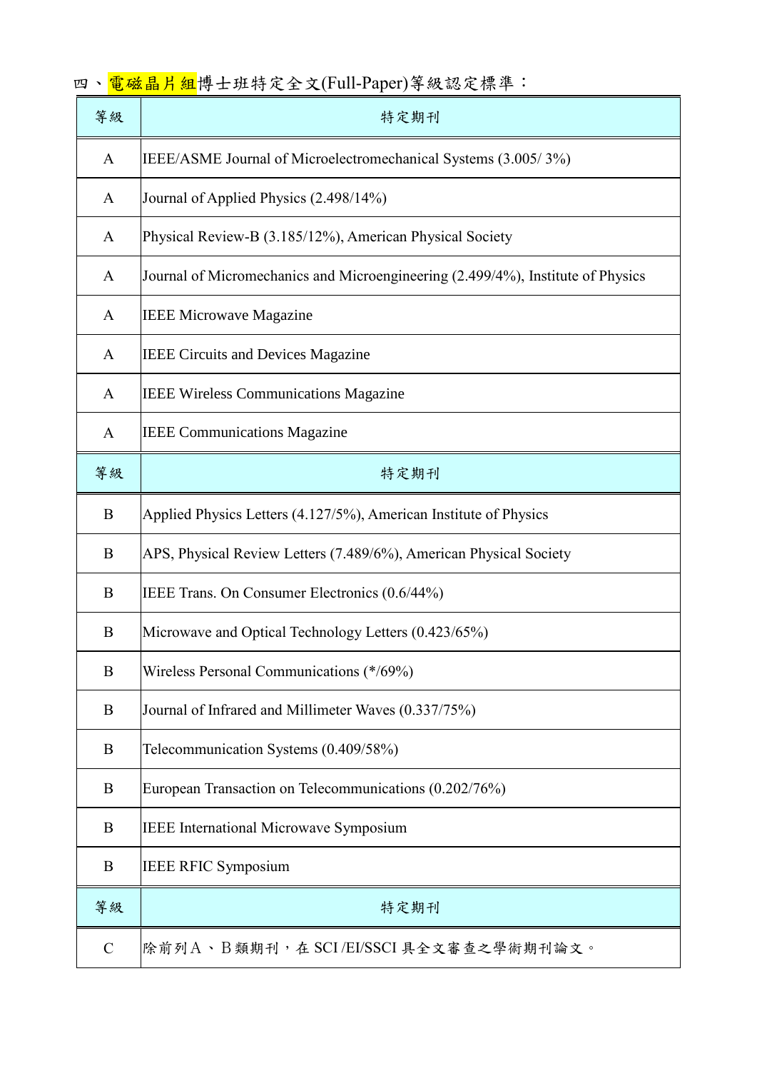四、電磁晶片組博士班特定全文(Full-Paper)等級認定標準：

| 等級 | 特定期刊 |
|---|---|
| A | IEEE/ASME Journal of Microelectromechanical Systems (3.005/ 3%) |
| A | Journal of Applied Physics (2.498/14%) |
| A | Physical Review-B (3.185/12%), American Physical Society |
| A | Journal of Micromechanics and Microengineering (2.499/4%), Institute of Physics |
| A | IEEE Microwave Magazine |
| A | IEEE Circuits and Devices Magazine |
| A | IEEE Wireless Communications Magazine |
| A | IEEE Communications Magazine |
| 等級 | 特定期刊 |
| B | Applied Physics Letters (4.127/5%), American Institute of Physics |
| B | APS, Physical Review Letters (7.489/6%), American Physical Society |
| B | IEEE Trans. On Consumer Electronics (0.6/44%) |
| B | Microwave and Optical Technology Letters (0.423/65%) |
| B | Wireless Personal Communications (*/69%) |
| B | Journal of Infrared and Millimeter Waves (0.337/75%) |
| B | Telecommunication Systems (0.409/58%) |
| B | European Transaction on Telecommunications (0.202/76%) |
| B | IEEE International Microwave Symposium |
| B | IEEE RFIC Symposium |
| 等級 | 特定期刊 |
| C | 除前列Ａ、Ｂ類期刊，在 SCI /EI/SSCI 具全文審查之學術期刊論文。 |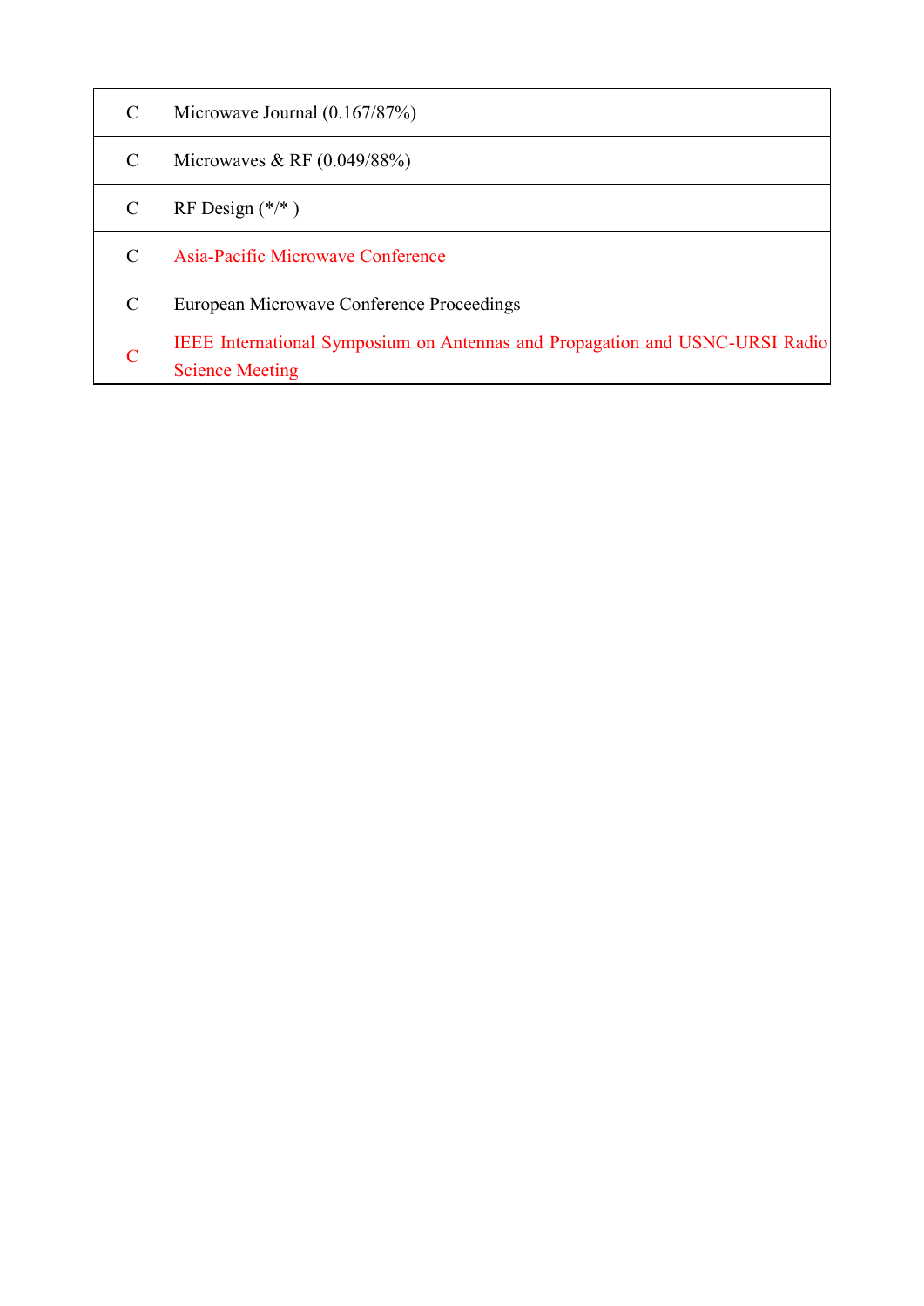| | |
|---|---|
| C | Microwave Journal (0.167/87%) |
| C | Microwaves & RF (0.049/88%) |
| C | RF Design (*/* ) |
| C | Asia-Pacific Microwave Conference |
| C | European Microwave Conference Proceedings |
| C | IEEE International Symposium on Antennas and Propagation and USNC-URSI Radio Science Meeting |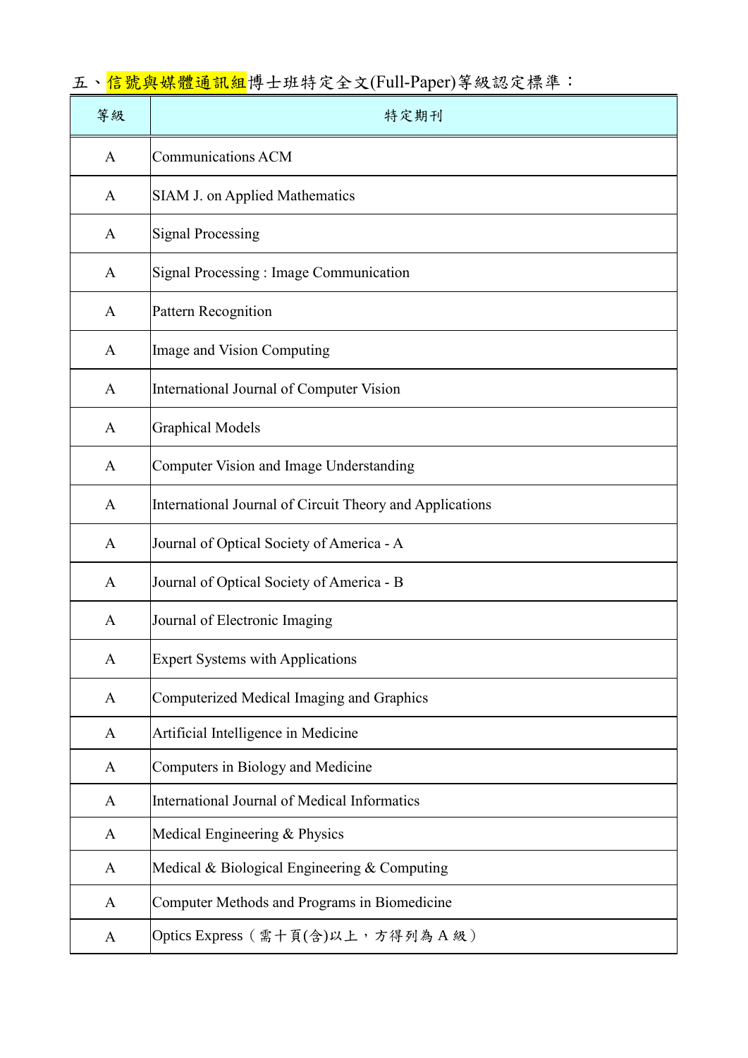五、信號與媒體通訊組博士班特定全文(Full-Paper)等級認定標準：

| 等級 | 特定期刊 |
|---|---|
| A | Communications ACM |
| A | SIAM J. on Applied Mathematics |
| A | Signal Processing |
| A | Signal Processing : Image Communication |
| A | Pattern Recognition |
| A | Image and Vision Computing |
| A | International Journal of Computer Vision |
| A | Graphical Models |
| A | Computer Vision and Image Understanding |
| A | International Journal of Circuit Theory and Applications |
| A | Journal of Optical Society of America - A |
| A | Journal of Optical Society of America - B |
| A | Journal of Electronic Imaging |
| A | Expert Systems with Applications |
| A | Computerized Medical Imaging and Graphics |
| A | Artificial Intelligence in Medicine |
| A | Computers in Biology and Medicine |
| A | International Journal of Medical Informatics |
| A | Medical Engineering & Physics |
| A | Medical & Biological Engineering & Computing |
| A | Computer Methods and Programs in Biomedicine |
| A | Optics Express（需十頁(含)以上，方得列為 A 級） |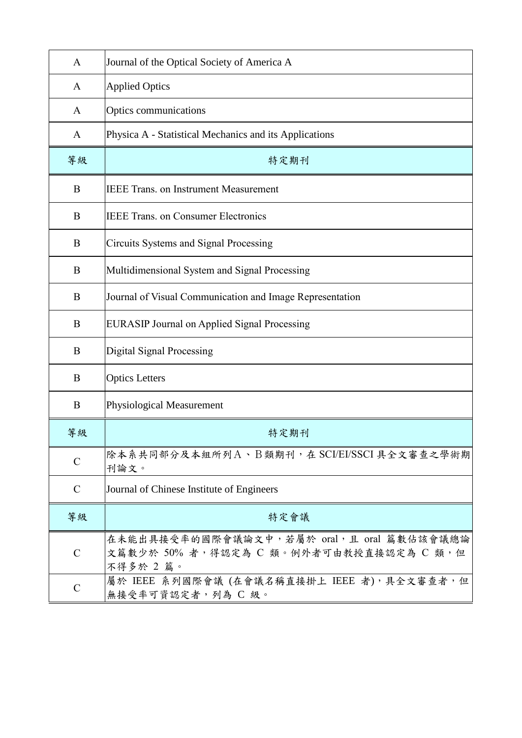| 等級 | 特定期刊 |
|---|---|
| A | Journal of the Optical Society of America A |
| A | Applied Optics |
| A | Optics communications |
| A | Physica A - Statistical Mechanics and its Applications |

| 等級 | 特定期刊 |
|---|---|
| B | IEEE Trans. on Instrument Measurement |
| B | IEEE Trans. on Consumer Electronics |
| B | Circuits Systems and Signal Processing |
| B | Multidimensional System and Signal Processing |
| B | Journal of Visual Communication and Image Representation |
| B | EURASIP Journal on Applied Signal Processing |
| B | Digital Signal Processing |
| B | Optics Letters |
| B | Physiological Measurement |

| 等級 | 特定期刊 |
|---|---|
| C | 除本系共同部分及本組所列A、B類期刊，在 SCI/EI/SSCI 具全文審查之學術期刊論文。 |
| C | Journal of Chinese Institute of Engineers |

| 等級 | 特定會議 |
|---|---|
| C | 在未能出具接受率的國際會議論文中，若屬於 oral，且 oral 篇數佔該會議總論文篇數少於 50% 者，得認定為 C 類。例外者可由教授直接認定為 C 類，但不得多於 2 篇。 |
| C | 屬於 IEEE 系列國際會議 (在會議名稱直接掛上 IEEE 者)，具全文審查者，但無接受率可資認定者，列為 C 級。 |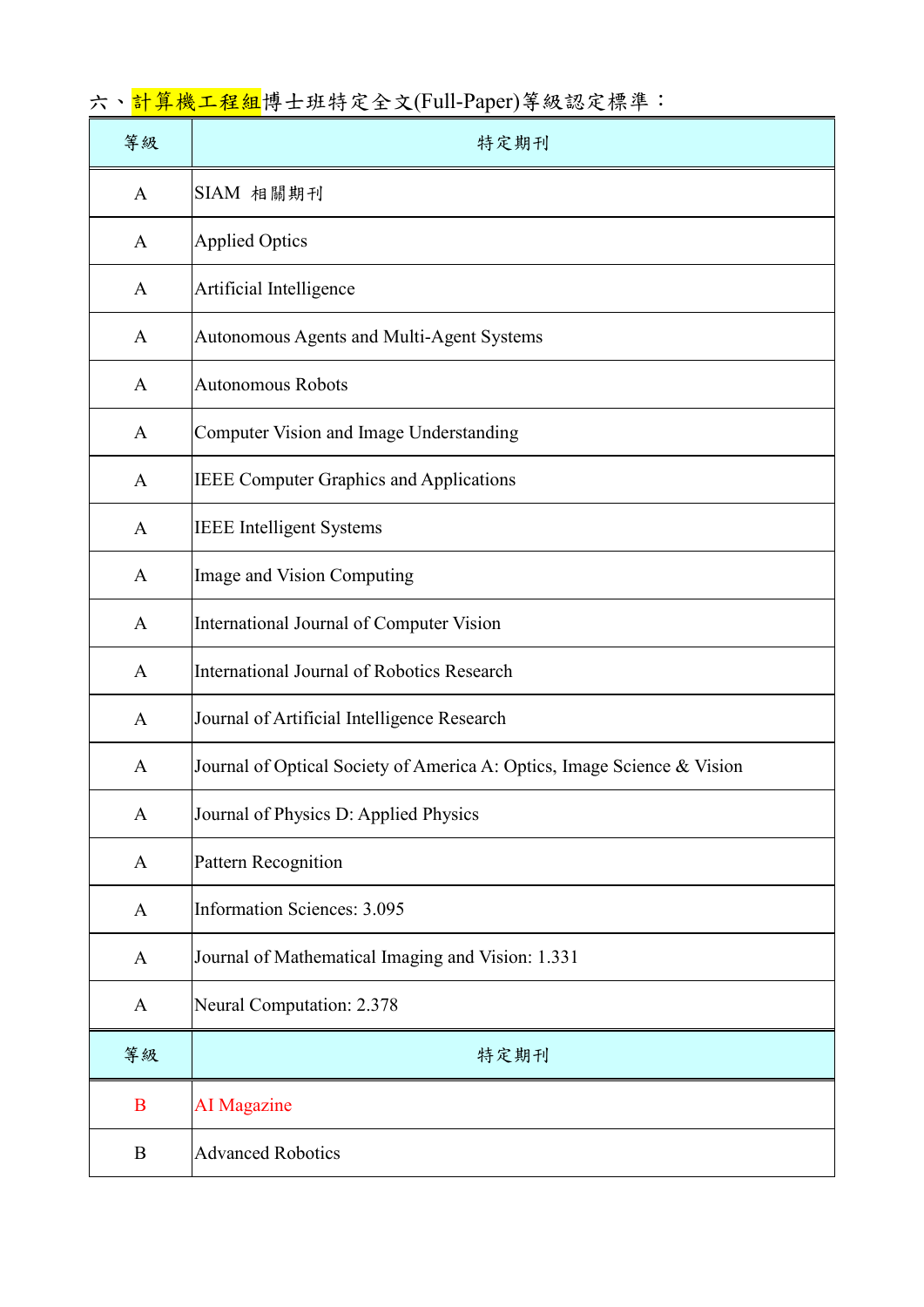六、計算機工程組博士班特定全文(Full-Paper)等級認定標準：

| 等級 | 特定期刊 |
|---|---|
| A | SIAM 相關期刊 |
| A | Applied Optics |
| A | Artificial Intelligence |
| A | Autonomous Agents and Multi-Agent Systems |
| A | Autonomous Robots |
| A | Computer Vision and Image Understanding |
| A | IEEE Computer Graphics and Applications |
| A | IEEE Intelligent Systems |
| A | Image and Vision Computing |
| A | International Journal of Computer Vision |
| A | International Journal of Robotics Research |
| A | Journal of Artificial Intelligence Research |
| A | Journal of Optical Society of America A: Optics, Image Science & Vision |
| A | Journal of Physics D: Applied Physics |
| A | Pattern Recognition |
| A | Information Sciences: 3.095 |
| A | Journal of Mathematical Imaging and Vision: 1.331 |
| A | Neural Computation: 2.378 |

| 等級 | 特定期刊 |
|---|---|
| B | AI Magazine |
| B | Advanced Robotics |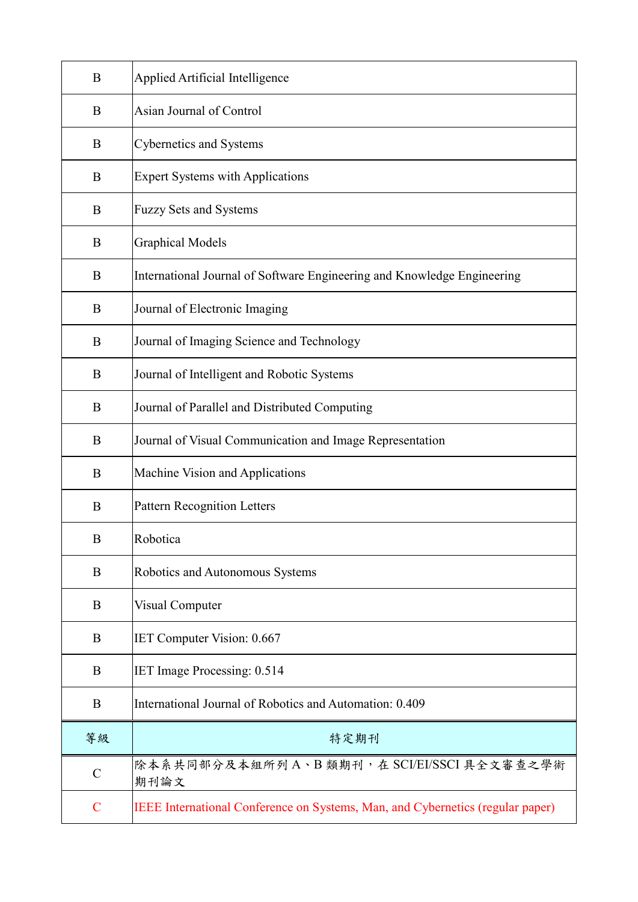| B | Applied Artificial Intelligence |
|---|---|
| B | Asian Journal of Control |
| B | Cybernetics and Systems |
| B | Expert Systems with Applications |
| B | Fuzzy Sets and Systems |
| B | Graphical Models |
| B | International Journal of Software Engineering and Knowledge Engineering |
| B | Journal of Electronic Imaging |
| B | Journal of Imaging Science and Technology |
| B | Journal of Intelligent and Robotic Systems |
| B | Journal of Parallel and Distributed Computing |
| B | Journal of Visual Communication and Image Representation |
| B | Machine Vision and Applications |
| B | Pattern Recognition Letters |
| B | Robotica |
| B | Robotics and Autonomous Systems |
| B | Visual Computer |
| B | IET Computer Vision: 0.667 |
| B | IET Image Processing: 0.514 |
| B | International Journal of Robotics and Automation: 0.409 |

| 等級 | 特定期刊 |
|---|---|
| C | 除本系共同部分及本組所列 A、B 類期刊，在 SCI/EI/SSCI 具全文審查之學術期刊論文 |
| C | IEEE International Conference on Systems, Man, and Cybernetics (regular paper) |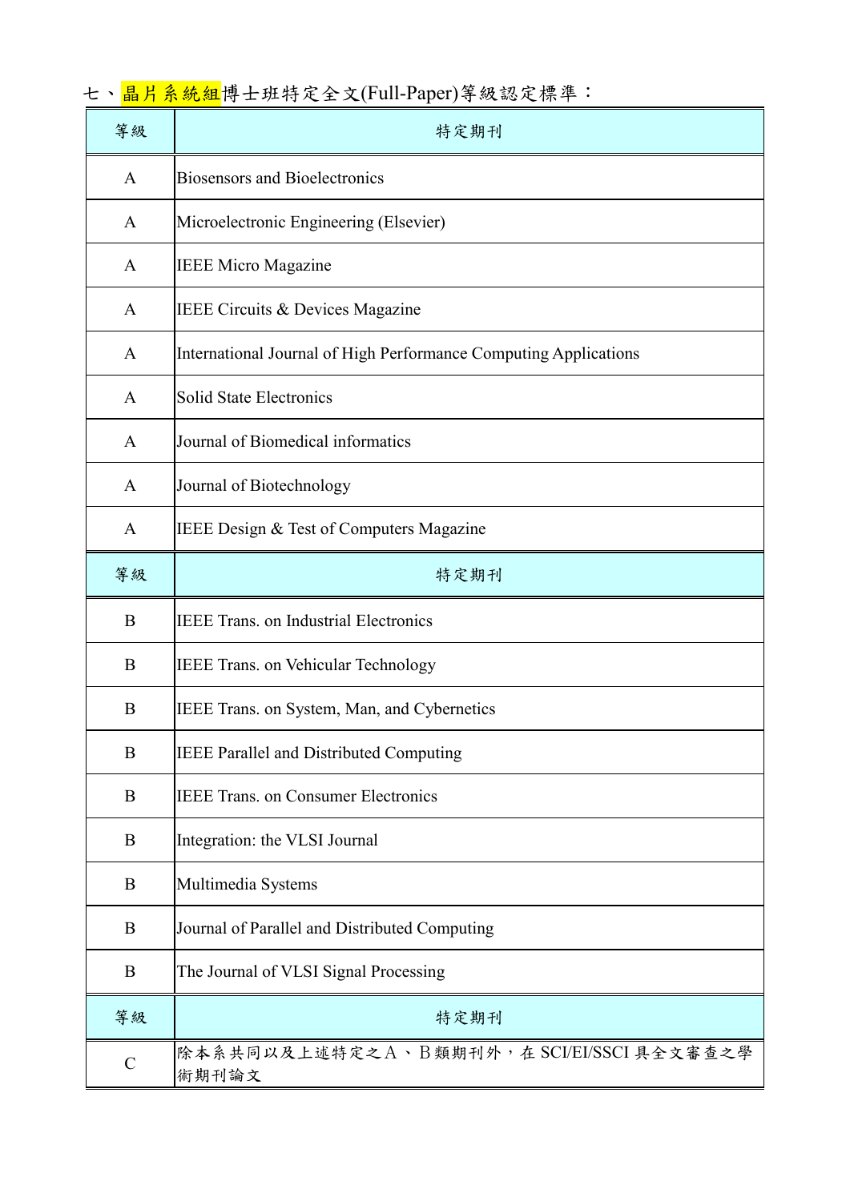七、晶片系統組博士班特定全文(Full-Paper)等級認定標準：

| 等級 | 特定期刊 |
|---|---|
| A | Biosensors and Bioelectronics |
| A | Microelectronic Engineering (Elsevier) |
| A | IEEE Micro Magazine |
| A | IEEE Circuits & Devices Magazine |
| A | International Journal of High Performance Computing Applications |
| A | Solid State Electronics |
| A | Journal of Biomedical informatics |
| A | Journal of Biotechnology |
| A | IEEE Design & Test of Computers Magazine |
| 等級 | 特定期刊 |
| B | IEEE Trans. on Industrial Electronics |
| B | IEEE Trans. on Vehicular Technology |
| B | IEEE Trans. on System, Man, and Cybernetics |
| B | IEEE Parallel and Distributed Computing |
| B | IEEE Trans. on Consumer Electronics |
| B | Integration: the VLSI Journal |
| B | Multimedia Systems |
| B | Journal of Parallel and Distributed Computing |
| B | The Journal of VLSI Signal Processing |
| 等級 | 特定期刊 |
| C | 除本系共同以及上述特定之Ａ、Ｂ類期刊外，在 SCI/EI/SSCI 具全文審查之學術期刊論文 |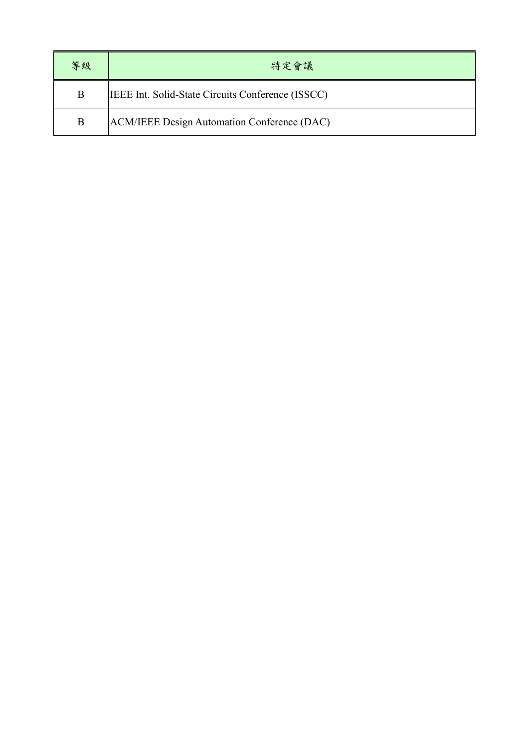| 等級 | 特定會議 |
| --- | --- |
| B | IEEE Int. Solid-State Circuits Conference (ISSCC) |
| B | ACM/IEEE Design Automation Conference (DAC) |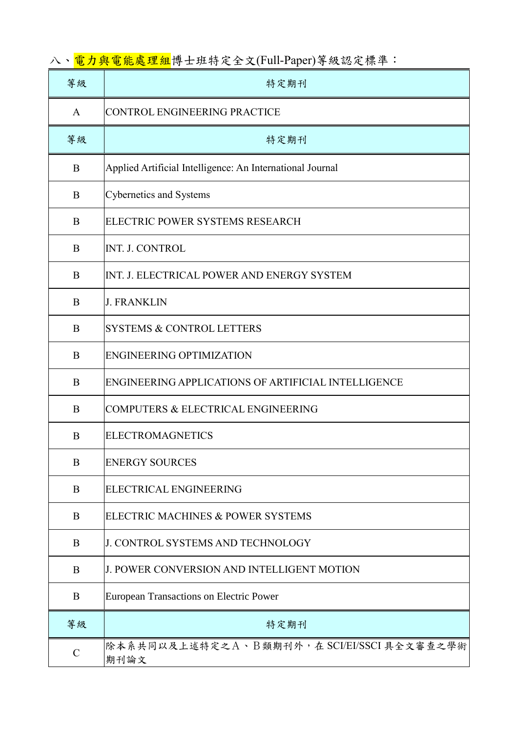八、電力與電能處理組博士班特定全文(Full-Paper)等級認定標準：

| 等級 | 特定期刊 |
| --- | --- |
| A | CONTROL ENGINEERING PRACTICE |
| 等級 | 特定期刊 |
| B | Applied Artificial Intelligence: An International Journal |
| B | Cybernetics and Systems |
| B | ELECTRIC POWER SYSTEMS RESEARCH |
| B | INT. J. CONTROL |
| B | INT. J. ELECTRICAL POWER AND ENERGY SYSTEM |
| B | J. FRANKLIN |
| B | SYSTEMS & CONTROL LETTERS |
| B | ENGINEERING OPTIMIZATION |
| B | ENGINEERING APPLICATIONS OF ARTIFICIAL INTELLIGENCE |
| B | COMPUTERS & ELECTRICAL ENGINEERING |
| B | ELECTROMAGNETICS |
| B | ENERGY SOURCES |
| B | ELECTRICAL ENGINEERING |
| B | ELECTRIC MACHINES & POWER SYSTEMS |
| B | J. CONTROL SYSTEMS AND TECHNOLOGY |
| B | J. POWER CONVERSION AND INTELLIGENT MOTION |
| B | European Transactions on Electric Power |
| 等級 | 特定期刊 |
| C | 除本系共同以及上述特定之A、B類期刊外，在 SCI/EI/SSCI 具全文審查之學術期刊論文 |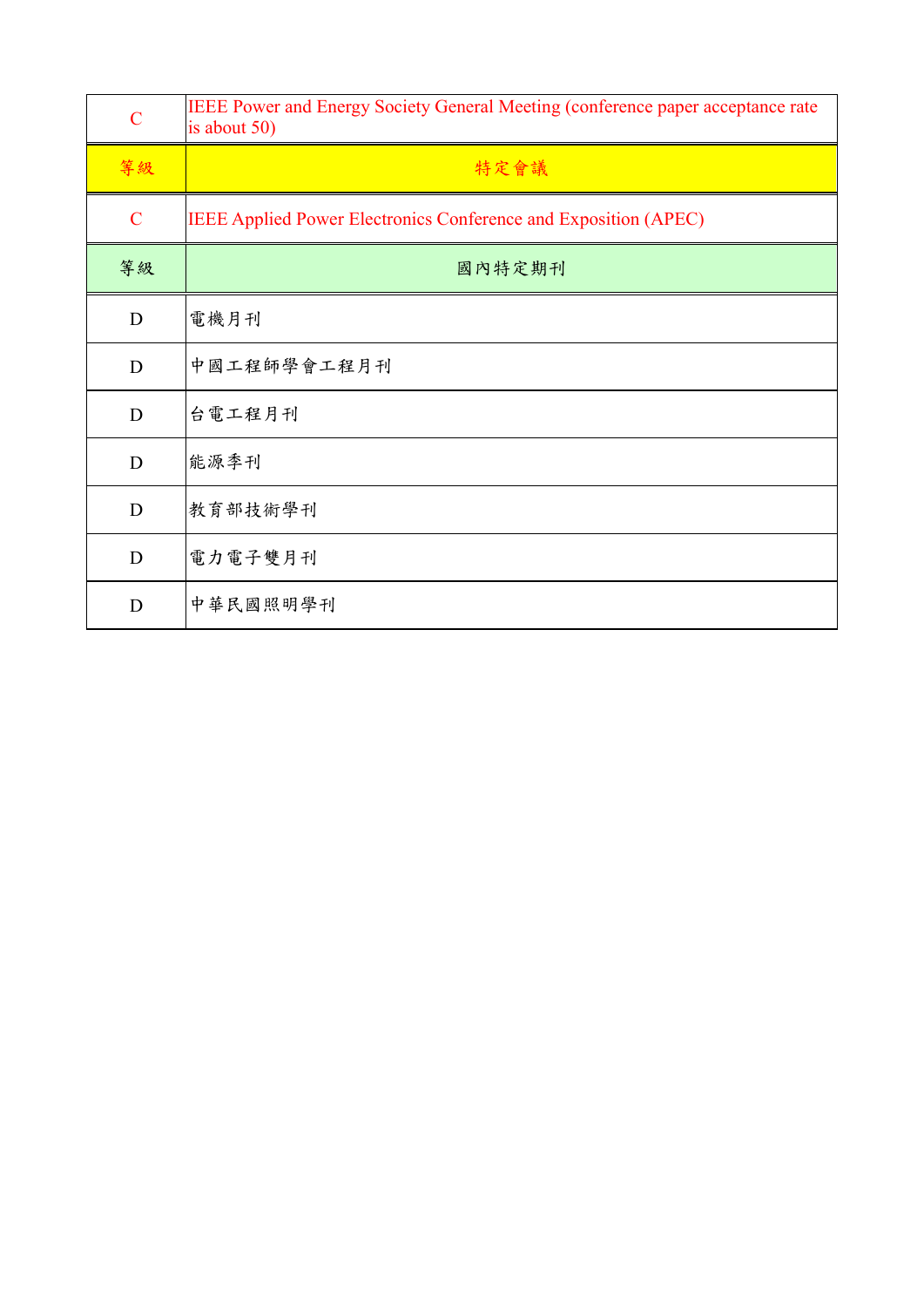| | |
|---|---|
| C | IEEE Power and Energy Society General Meeting (conference paper acceptance rate is about 50) |
| 等級 | 特定會議 |
| C | IEEE Applied Power Electronics Conference and Exposition (APEC) |
| 等級 | 國內特定期刊 |
| D | 電機月刊 |
| D | 中國工程師學會工程月刊 |
| D | 台電工程月刊 |
| D | 能源季刊 |
| D | 教育部技術學刊 |
| D | 電力電子雙月刊 |
| D | 中華民國照明學刊 |